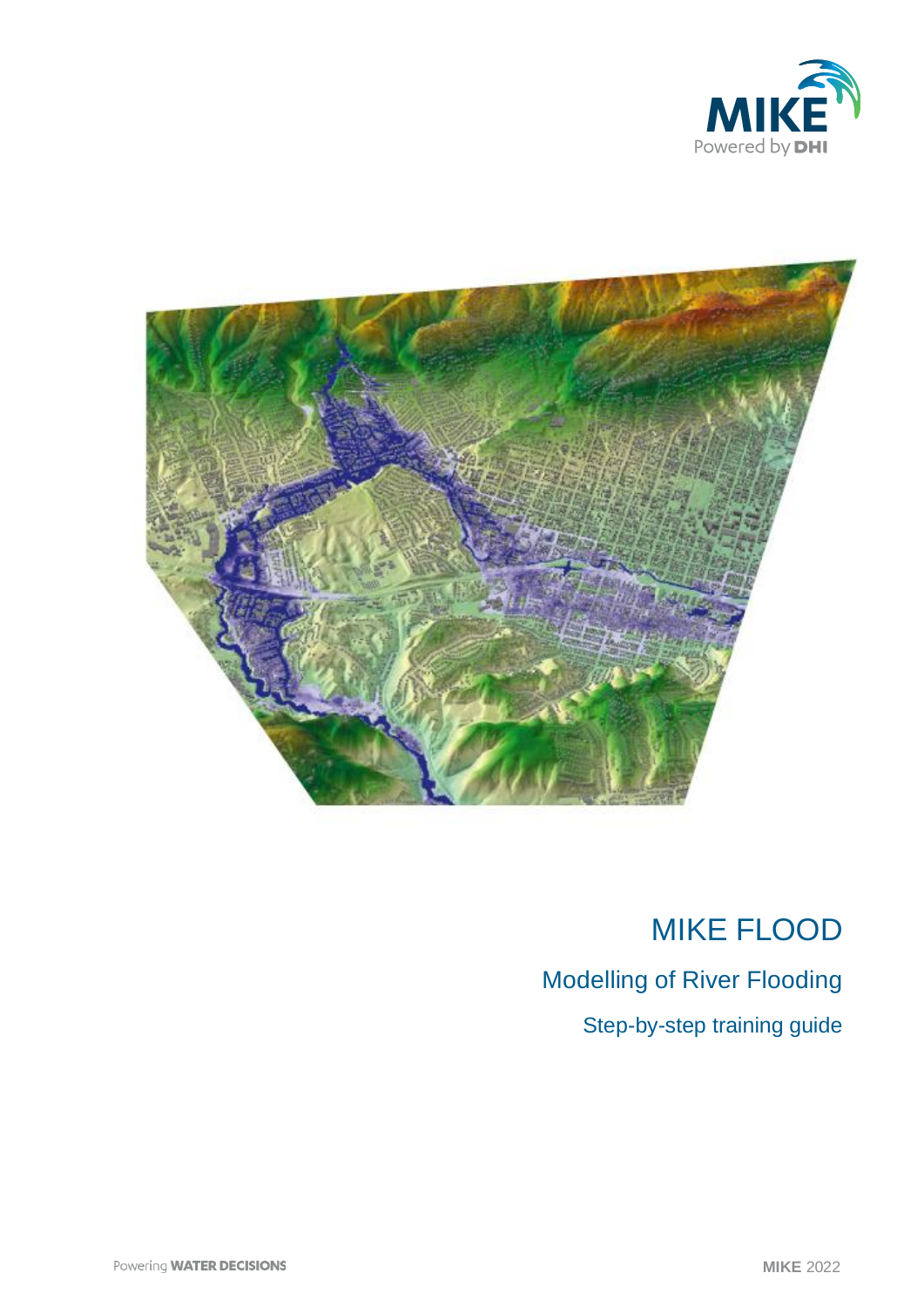# MIKE FLOOD

## Modelling of River Flooding

### Step-by-step training guide

MIKE 2022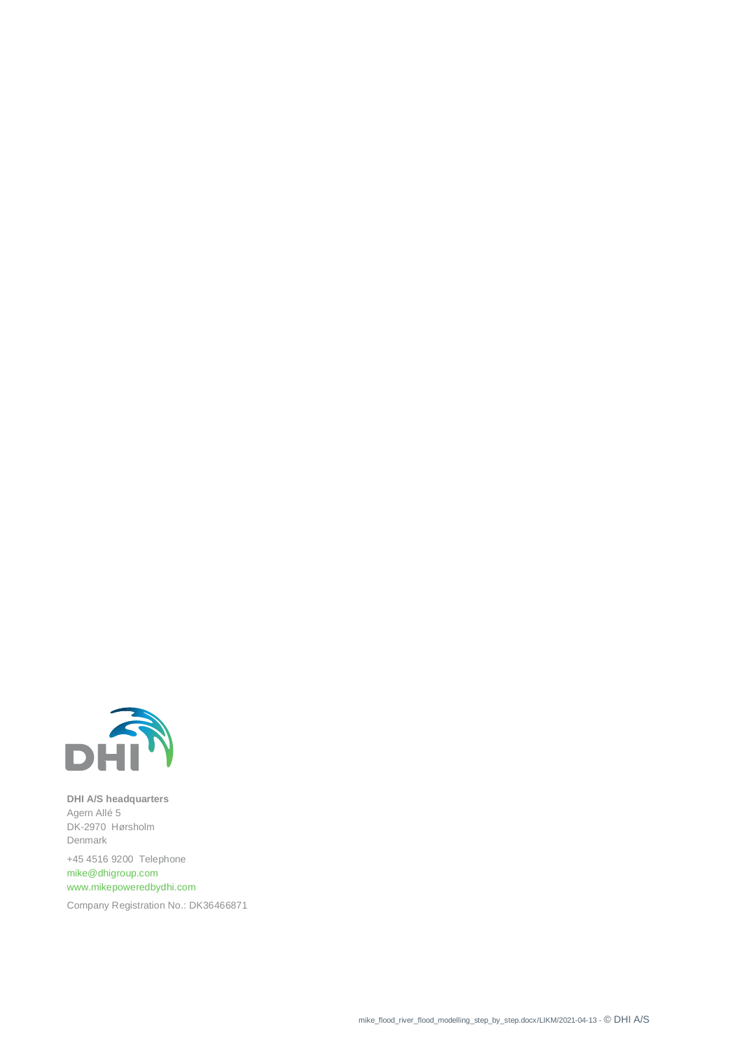**DHI A/S headquarters**
Agern Allé 5
DK-2970 Hørsholm
Denmark

+45 4516 9200 Telephone
mike@dhigroup.com
www.mikepoweredbydhi.com

Company Registration No.: DK36466871

mike_flood_river_flood_modelling_step_by_step.docx/LIKM/2021-04-13 - © DHI A/S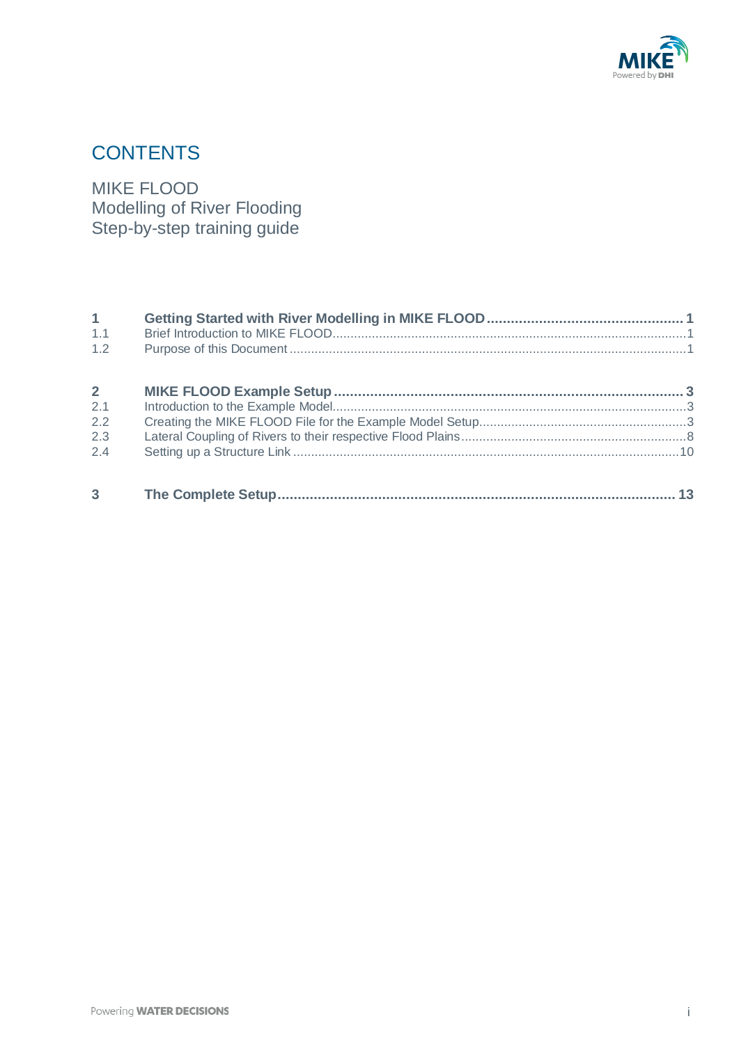# CONTENTS

MIKE FLOOD
Modelling of River Flooding
Step-by-step training guide

**1 Getting Started with River Modelling in MIKE FLOOD ........ 1**
- 1.1 Brief Introduction to MIKE FLOOD ........ 1
- 1.2 Purpose of this Document ........ 1

**2 MIKE FLOOD Example Setup ........ 3**
- 2.1 Introduction to the Example Model ........ 3
- 2.2 Creating the MIKE FLOOD File for the Example Model Setup ........ 3
- 2.3 Lateral Coupling of Rivers to their respective Flood Plains ........ 8
- 2.4 Setting up a Structure Link ........ 10

**3 The Complete Setup ........ 13**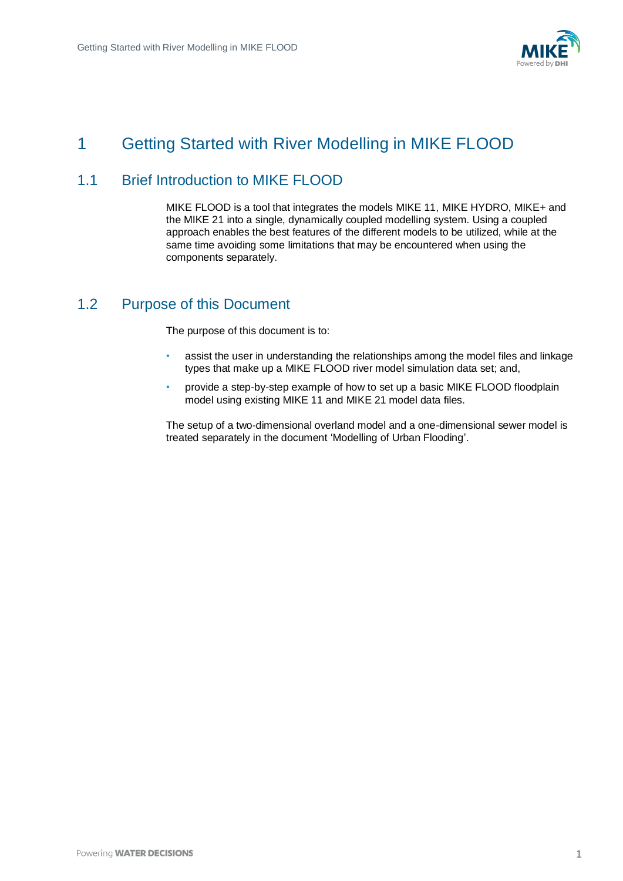# 1 Getting Started with River Modelling in MIKE FLOOD

## 1.1 Brief Introduction to MIKE FLOOD

MIKE FLOOD is a tool that integrates the models MIKE 11, MIKE HYDRO, MIKE+ and the MIKE 21 into a single, dynamically coupled modelling system. Using a coupled approach enables the best features of the different models to be utilized, while at the same time avoiding some limitations that may be encountered when using the components separately.

## 1.2 Purpose of this Document

The purpose of this document is to:

- assist the user in understanding the relationships among the model files and linkage types that make up a MIKE FLOOD river model simulation data set; and,
- provide a step-by-step example of how to set up a basic MIKE FLOOD floodplain model using existing MIKE 11 and MIKE 21 model data files.

The setup of a two-dimensional overland model and a one-dimensional sewer model is treated separately in the document 'Modelling of Urban Flooding'.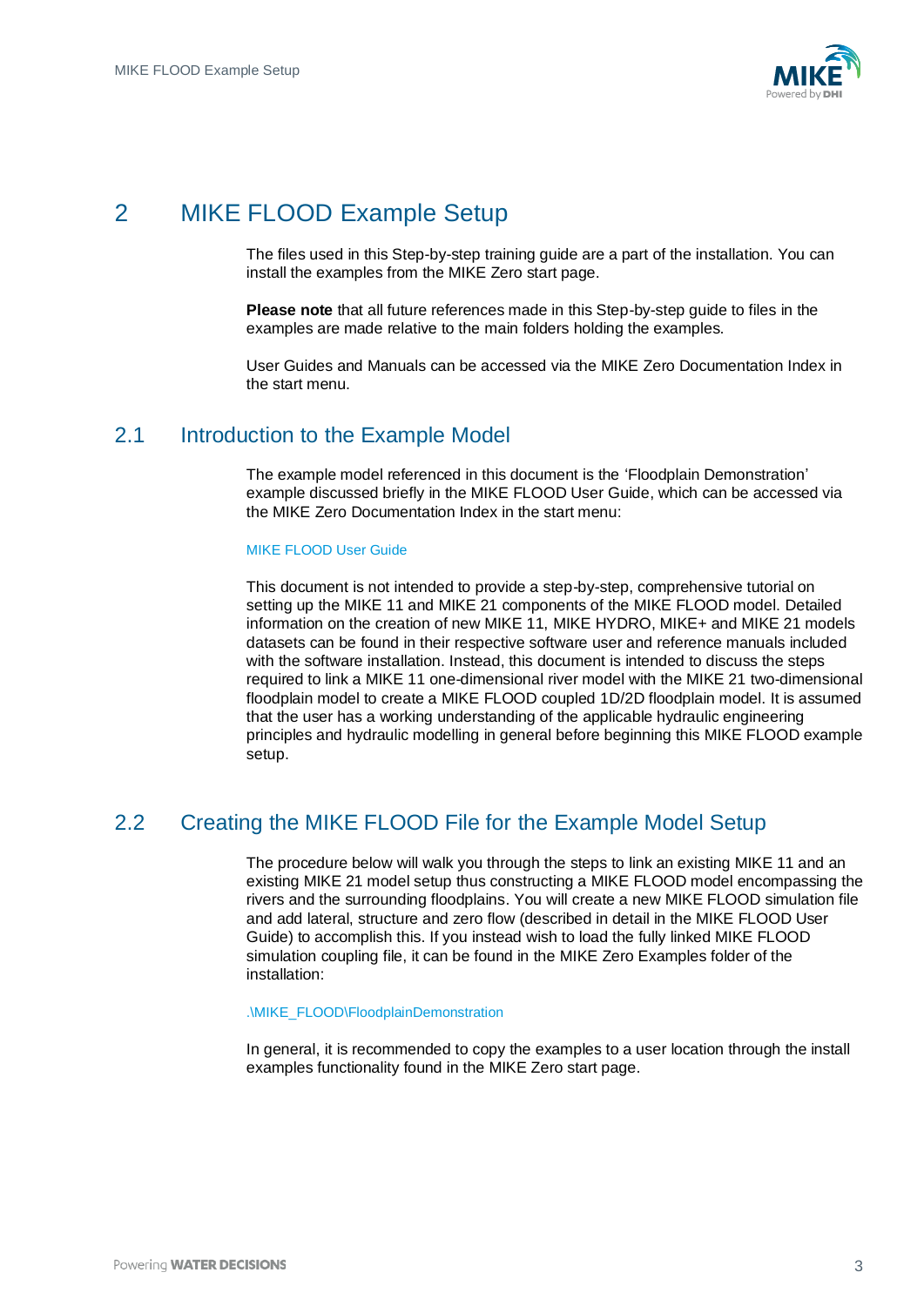# 2 MIKE FLOOD Example Setup

The files used in this Step-by-step training guide are a part of the installation. You can install the examples from the MIKE Zero start page.

**Please note** that all future references made in this Step-by-step guide to files in the examples are made relative to the main folders holding the examples.

User Guides and Manuals can be accessed via the MIKE Zero Documentation Index in the start menu.

## 2.1 Introduction to the Example Model

The example model referenced in this document is the 'Floodplain Demonstration' example discussed briefly in the MIKE FLOOD User Guide, which can be accessed via the MIKE Zero Documentation Index in the start menu:

MIKE FLOOD User Guide

This document is not intended to provide a step-by-step, comprehensive tutorial on setting up the MIKE 11 and MIKE 21 components of the MIKE FLOOD model. Detailed information on the creation of new MIKE 11, MIKE HYDRO, MIKE+ and MIKE 21 models datasets can be found in their respective software user and reference manuals included with the software installation. Instead, this document is intended to discuss the steps required to link a MIKE 11 one-dimensional river model with the MIKE 21 two-dimensional floodplain model to create a MIKE FLOOD coupled 1D/2D floodplain model. It is assumed that the user has a working understanding of the applicable hydraulic engineering principles and hydraulic modelling in general before beginning this MIKE FLOOD example setup.

## 2.2 Creating the MIKE FLOOD File for the Example Model Setup

The procedure below will walk you through the steps to link an existing MIKE 11 and an existing MIKE 21 model setup thus constructing a MIKE FLOOD model encompassing the rivers and the surrounding floodplains. You will create a new MIKE FLOOD simulation file and add lateral, structure and zero flow (described in detail in the MIKE FLOOD User Guide) to accomplish this. If you instead wish to load the fully linked MIKE FLOOD simulation coupling file, it can be found in the MIKE Zero Examples folder of the installation:

.\MIKE_FLOOD\FloodplainDemonstration

In general, it is recommended to copy the examples to a user location through the install examples functionality found in the MIKE Zero start page.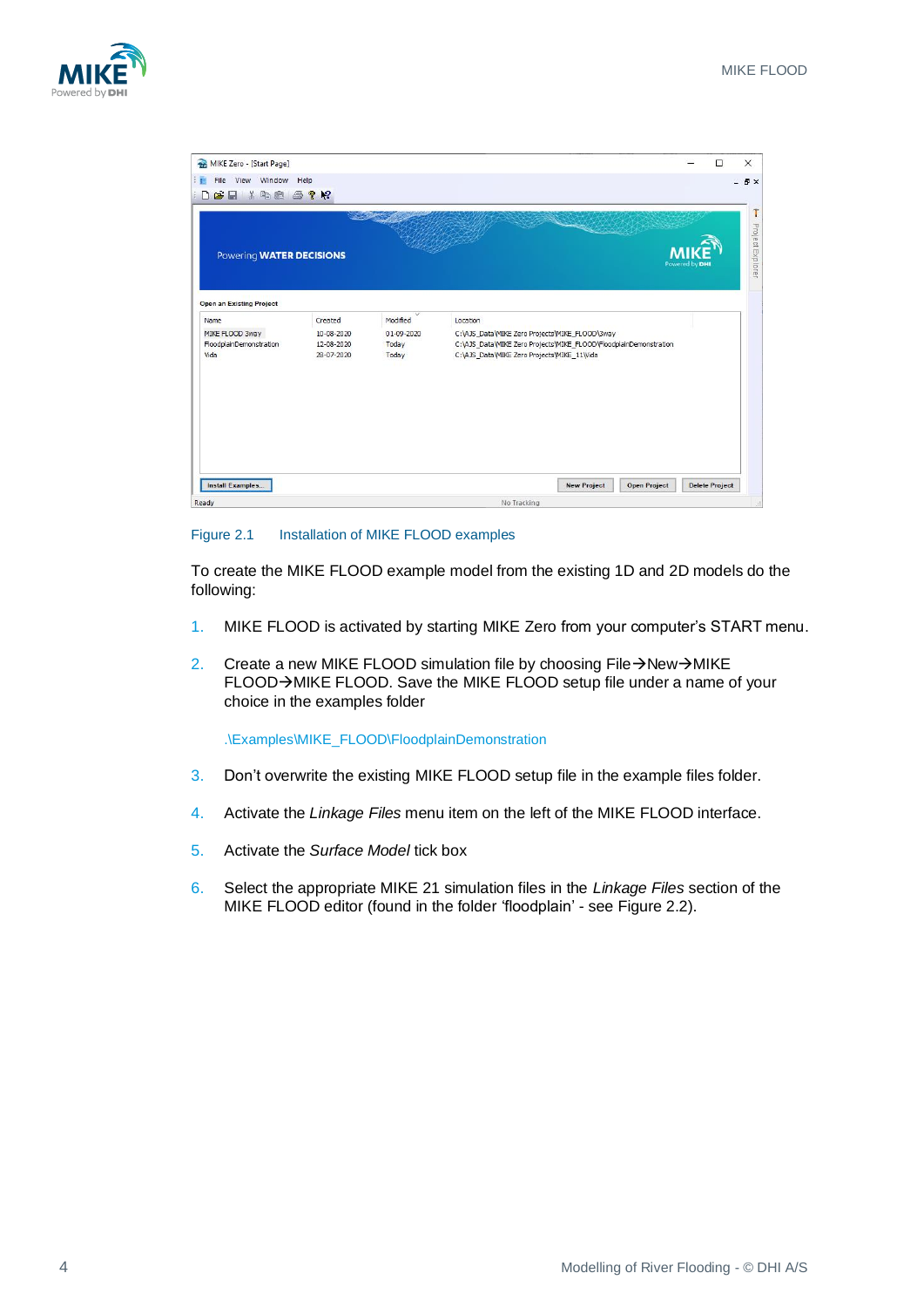Figure 2.1 Installation of MIKE FLOOD examples

To create the MIKE FLOOD example model from the existing 1D and 2D models do the following:

1. MIKE FLOOD is activated by starting MIKE Zero from your computer's START menu.
2. Create a new MIKE FLOOD simulation file by choosing File→New→MIKE FLOOD→MIKE FLOOD. Save the MIKE FLOOD setup file under a name of your choice in the examples folder

   .\Examples\MIKE_FLOOD\FloodplainDemonstration

3. Don't overwrite the existing MIKE FLOOD setup file in the example files folder.
4. Activate the *Linkage Files* menu item on the left of the MIKE FLOOD interface.
5. Activate the *Surface Model* tick box
6. Select the appropriate MIKE 21 simulation files in the *Linkage Files* section of the MIKE FLOOD editor (found in the folder 'floodplain' - see Figure 2.2).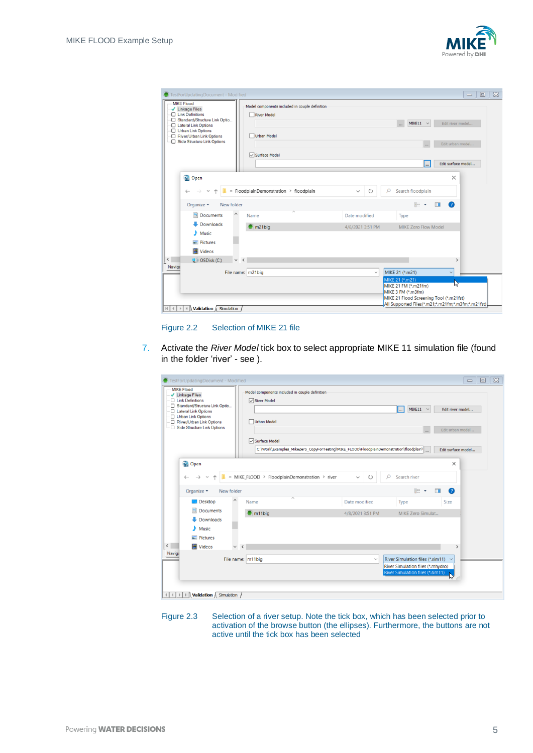Figure 2.2 Selection of MIKE 21 file

7. Activate the *River Model* tick box to select appropriate MIKE 11 simulation file (found in the folder 'river' - see ).

Figure 2.3 Selection of a river setup. Note the tick box, which has been selected prior to activation of the browse button (the ellipses). Furthermore, the buttons are not active until the tick box has been selected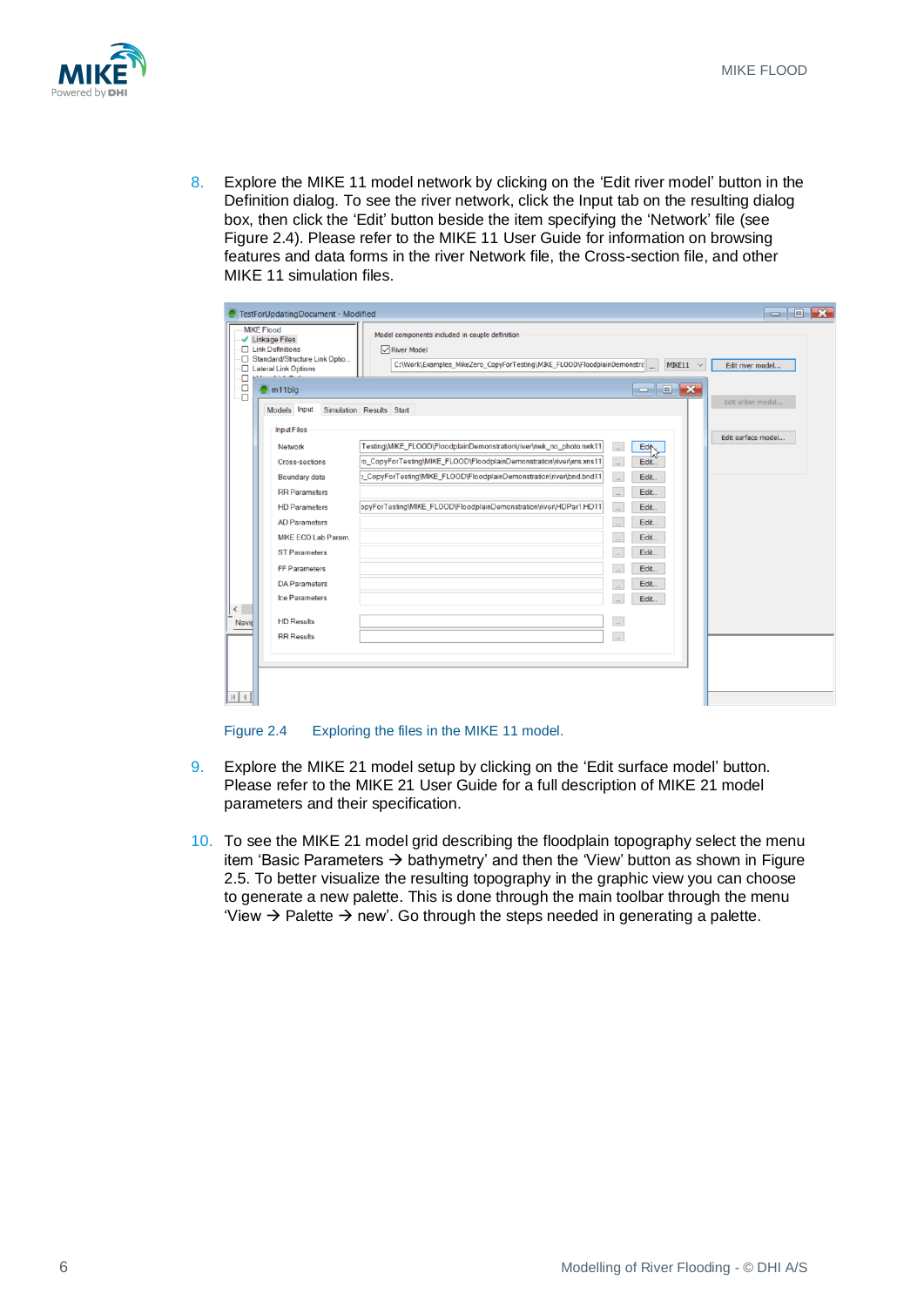8. Explore the MIKE 11 model network by clicking on the 'Edit river model' button in the Definition dialog. To see the river network, click the Input tab on the resulting dialog box, then click the 'Edit' button beside the item specifying the 'Network' file (see Figure 2.4). Please refer to the MIKE 11 User Guide for information on browsing features and data forms in the river Network file, the Cross-section file, and other MIKE 11 simulation files.

Figure 2.4 Exploring the files in the MIKE 11 model.

9. Explore the MIKE 21 model setup by clicking on the 'Edit surface model' button. Please refer to the MIKE 21 User Guide for a full description of MIKE 21 model parameters and their specification.

10. To see the MIKE 21 model grid describing the floodplain topography select the menu item 'Basic Parameters → bathymetry' and then the 'View' button as shown in Figure 2.5. To better visualize the resulting topography in the graphic view you can choose to generate a new palette. This is done through the main toolbar through the menu 'View → Palette → new'. Go through the steps needed in generating a palette.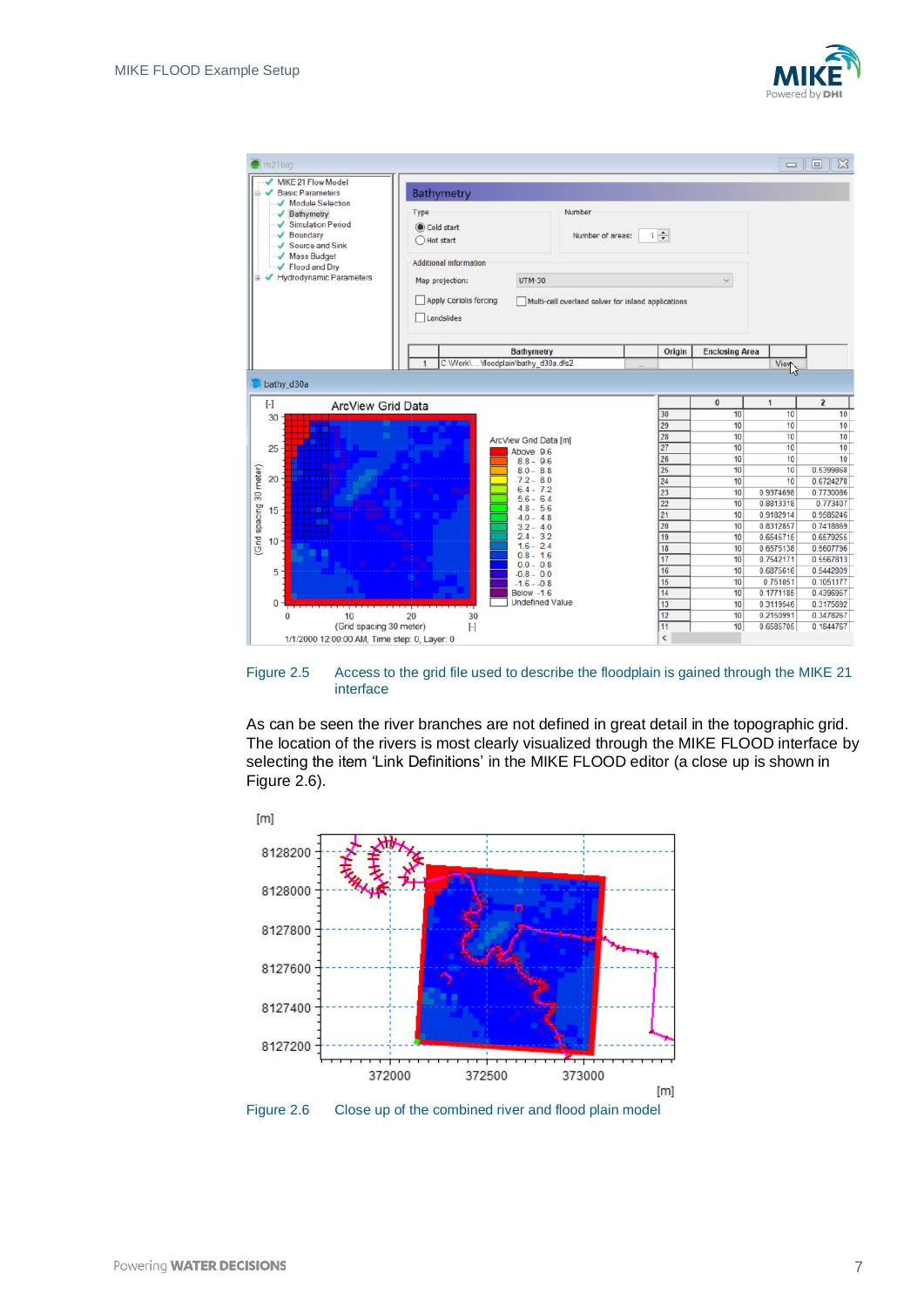Figure 2.5 Access to the grid file used to describe the floodplain is gained through the MIKE 21 interface

As can be seen the river branches are not defined in great detail in the topographic grid. The location of the rivers is most clearly visualized through the MIKE FLOOD interface by selecting the item 'Link Definitions' in the MIKE FLOOD editor (a close up is shown in Figure 2.6).

Figure 2.6 Close up of the combined river and flood plain model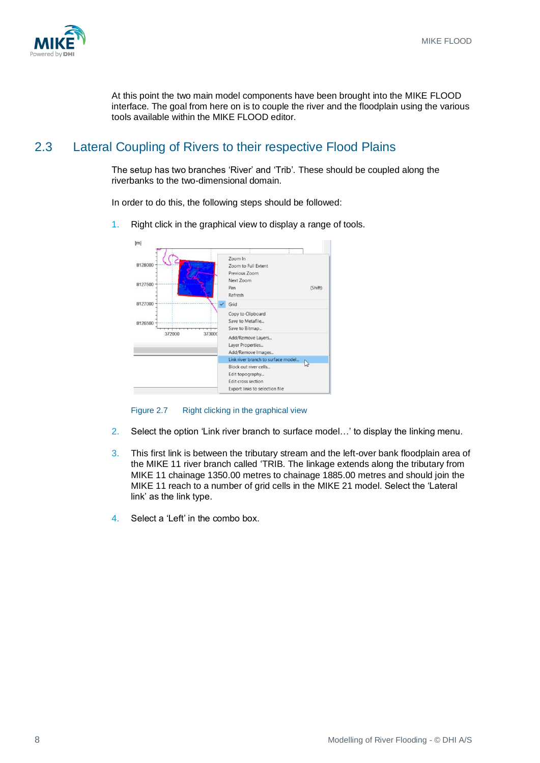At this point the two main model components have been brought into the MIKE FLOOD interface. The goal from here on is to couple the river and the floodplain using the various tools available within the MIKE FLOOD editor.

## 2.3 Lateral Coupling of Rivers to their respective Flood Plains

The setup has two branches 'River' and 'Trib'. These should be coupled along the riverbanks to the two-dimensional domain.

In order to do this, the following steps should be followed:

1. Right click in the graphical view to display a range of tools.

Figure 2.7 Right clicking in the graphical view

2. Select the option 'Link river branch to surface model…' to display the linking menu.

3. This first link is between the tributary stream and the left-over bank floodplain area of the MIKE 11 river branch called 'TRIB. The linkage extends along the tributary from MIKE 11 chainage 1350.00 metres to chainage 1885.00 metres and should join the MIKE 11 reach to a number of grid cells in the MIKE 21 model. Select the 'Lateral link' as the link type.

4. Select a 'Left' in the combo box.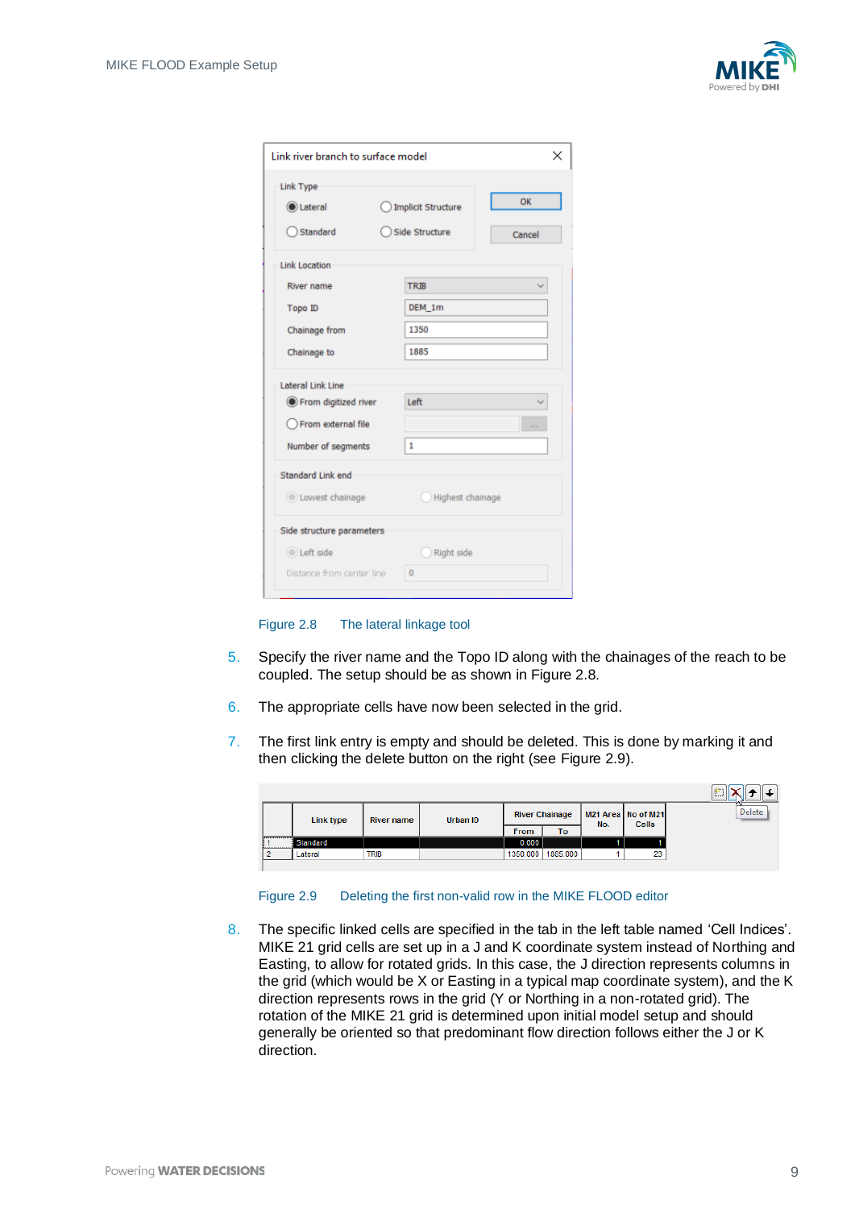Figure 2.8 The lateral linkage tool

5. Specify the river name and the Topo ID along with the chainages of the reach to be coupled. The setup should be as shown in Figure 2.8.

6. The appropriate cells have now been selected in the grid.

7. The first link entry is empty and should be deleted. This is done by marking it and then clicking the delete button on the right (see Figure 2.9).

Figure 2.9 Deleting the first non-valid row in the MIKE FLOOD editor

8. The specific linked cells are specified in the tab in the left table named 'Cell Indices'. MIKE 21 grid cells are set up in a J and K coordinate system instead of Northing and Easting, to allow for rotated grids. In this case, the J direction represents columns in the grid (which would be X or Easting in a typical map coordinate system), and the K direction represents rows in the grid (Y or Northing in a non-rotated grid). The rotation of the MIKE 21 grid is determined upon initial model setup and should generally be oriented so that predominant flow direction follows either the J or K direction.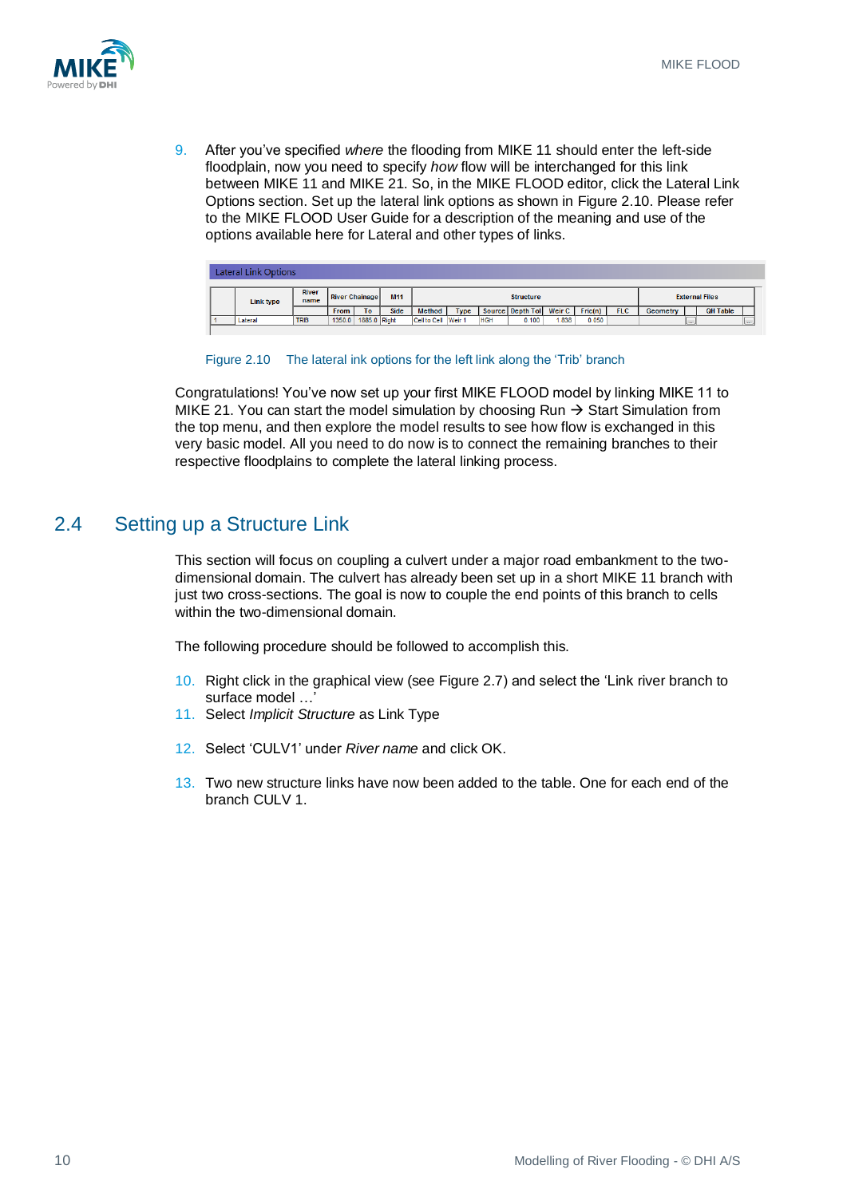9. After you've specified *where* the flooding from MIKE 11 should enter the left-side floodplain, now you need to specify *how* flow will be interchanged for this link between MIKE 11 and MIKE 21. So, in the MIKE FLOOD editor, click the Lateral Link Options section. Set up the lateral link options as shown in Figure 2.10. Please refer to the MIKE FLOOD User Guide for a description of the meaning and use of the options available here for Lateral and other types of links.

Lateral Link Options

| | Link type | River name | River Chainage | | M11 | Structure | | | | | | | External Files | |
|---|---|---|---|---|---|---|---|---|---|---|---|---|---|---|
| | | | From | To | Side | Method | Type | Source | Depth Tol | Weir C | Fric(n) | FLC | Geometry | QH Table |
| 1 | Lateral | TRIB | 1350.0 | 1885.0 | Right | Cell to Cell | Weir 1 | HGH | 0.100 | 1.838 | 0.050 | | ... | ... |

Figure 2.10 The lateral ink options for the left link along the 'Trib' branch

Congratulations! You've now set up your first MIKE FLOOD model by linking MIKE 11 to MIKE 21. You can start the model simulation by choosing Run → Start Simulation from the top menu, and then explore the model results to see how flow is exchanged in this very basic model. All you need to do now is to connect the remaining branches to their respective floodplains to complete the lateral linking process.

## 2.4 Setting up a Structure Link

This section will focus on coupling a culvert under a major road embankment to the two-dimensional domain. The culvert has already been set up in a short MIKE 11 branch with just two cross-sections. The goal is now to couple the end points of this branch to cells within the two-dimensional domain.

The following procedure should be followed to accomplish this.

10. Right click in the graphical view (see Figure 2.7) and select the 'Link river branch to surface model …'
11. Select *Implicit Structure* as Link Type
12. Select 'CULV1' under *River name* and click OK.
13. Two new structure links have now been added to the table. One for each end of the branch CULV 1.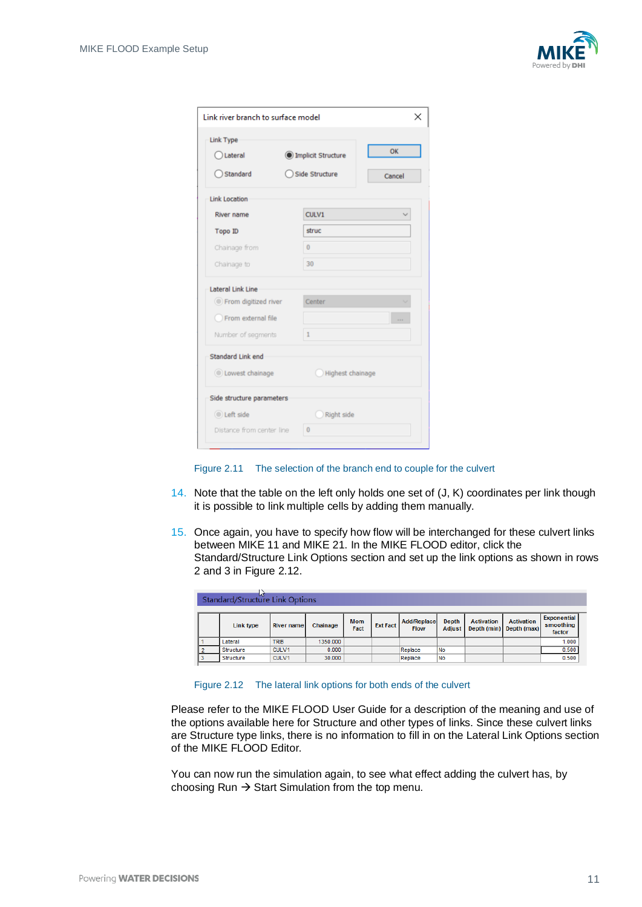Link river branch to surface model

| | |
|---|---|
| **Link Type** | |
| ◯ Lateral | ◉ Implicit Structure |
| ◯ Standard | ◯ Side Structure |
| **Link Location** | |
| River name | CULV1 |
| Topo ID | struc |
| Chainage from | 0 |
| Chainage to | 30 |
| **Lateral Link Line** | |
| ◉ From digitized river | Center |
| ◯ From external file | |
| Number of segments | 1 |
| **Standard Link end** | |
| ◉ Lowest chainage | ◯ Highest chainage |
| **Side structure parameters** | |
| ◉ Left side | ◯ Right side |
| Distance from center line | 0 |

OK | Cancel

Figure 2.11 The selection of the branch end to couple for the culvert

14. Note that the table on the left only holds one set of (J, K) coordinates per link though it is possible to link multiple cells by adding them manually.

15. Once again, you have to specify how flow will be interchanged for these culvert links between MIKE 11 and MIKE 21. In the MIKE FLOOD editor, click the Standard/Structure Link Options section and set up the link options as shown in rows 2 and 3 in Figure 2.12.

Standard/Structure Link Options

| | Link type | River name | Chainage | Mom Fact | Ext Fact | Add/Replace Flow | Depth Adjust | Activation Depth (min) | Activation Depth (max) | Exponential smoothing factor |
|---|---|---|---|---|---|---|---|---|---|---|
| 1 | Lateral | TRIB | 1350.000 | | | | | | | 1.000 |
| 2 | Structure | CULV1 | 0.000 | | | Replace | No | | | 0.500 |
| 3 | Structure | CULV1 | 30.000 | | | Replace | No | | | 0.500 |

Figure 2.12 The lateral link options for both ends of the culvert

Please refer to the MIKE FLOOD User Guide for a description of the meaning and use of the options available here for Structure and other types of links. Since these culvert links are Structure type links, there is no information to fill in on the Lateral Link Options section of the MIKE FLOOD Editor.

You can now run the simulation again, to see what effect adding the culvert has, by choosing Run → Start Simulation from the top menu.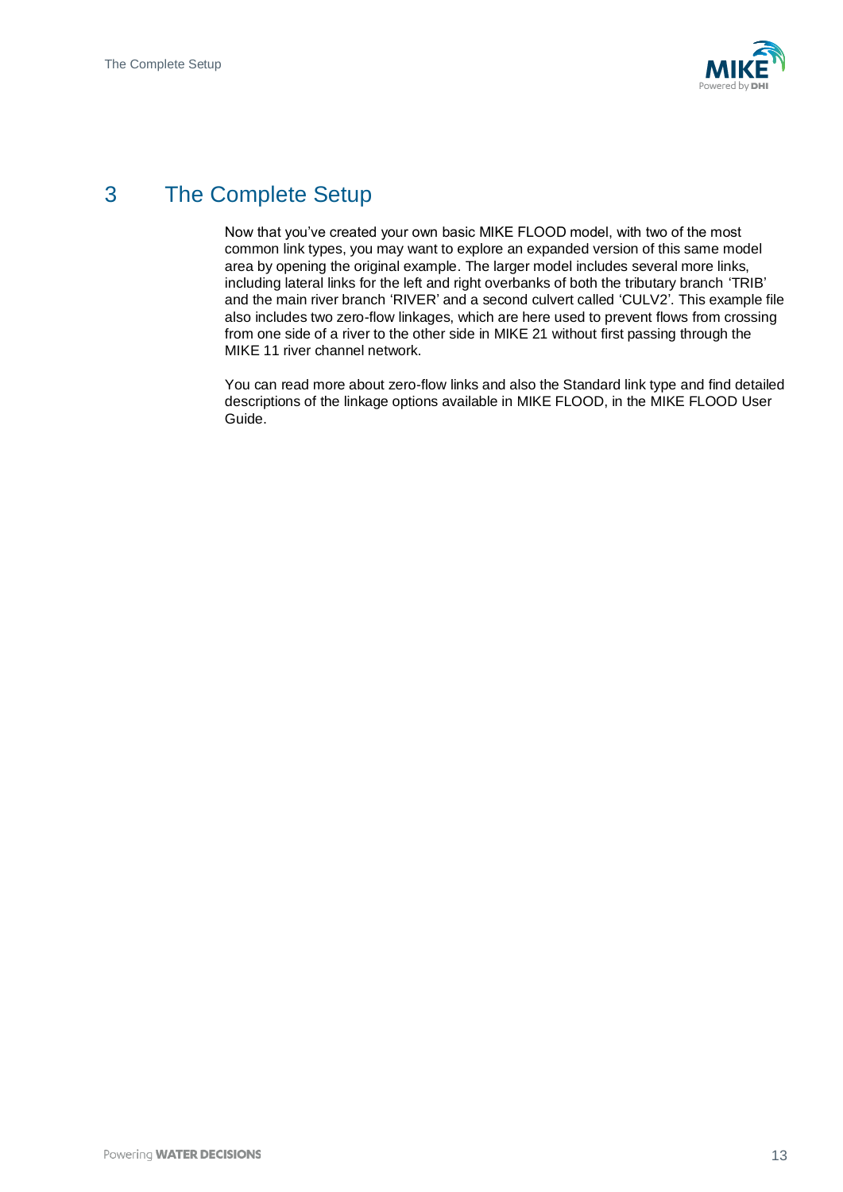# 3 The Complete Setup

Now that you've created your own basic MIKE FLOOD model, with two of the most common link types, you may want to explore an expanded version of this same model area by opening the original example. The larger model includes several more links, including lateral links for the left and right overbanks of both the tributary branch 'TRIB' and the main river branch 'RIVER' and a second culvert called 'CULV2'. This example file also includes two zero-flow linkages, which are here used to prevent flows from crossing from one side of a river to the other side in MIKE 21 without first passing through the MIKE 11 river channel network.

You can read more about zero-flow links and also the Standard link type and find detailed descriptions of the linkage options available in MIKE FLOOD, in the MIKE FLOOD User Guide.